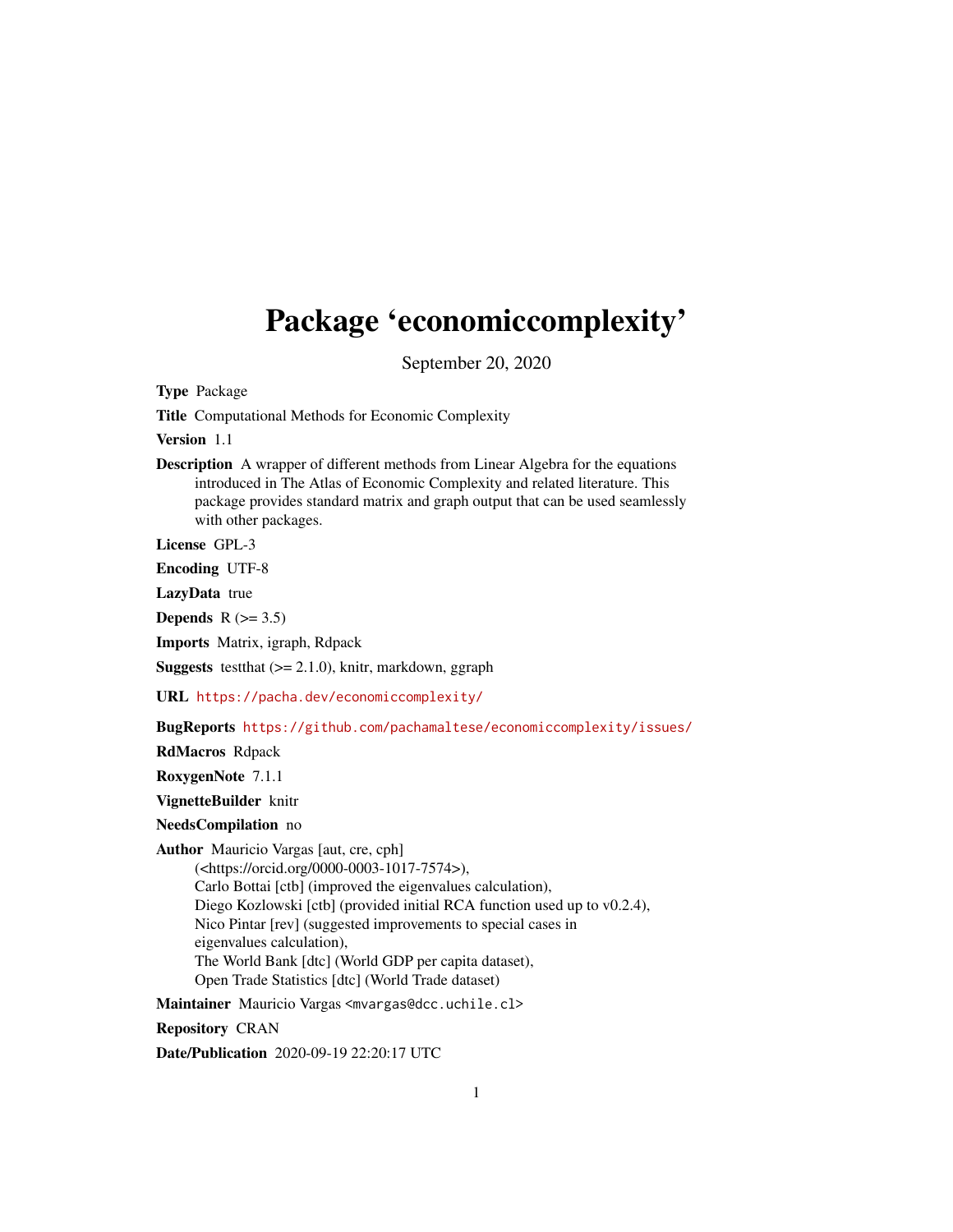# Package 'economiccomplexity'

September 20, 2020

**Type** Package

**Title** Computational Methods for Economic Complexity

**Version** 1.1

**Description** A wrapper of different methods from Linear Algebra for the equations introduced in The Atlas of Economic Complexity and related literature. This package provides standard matrix and graph output that can be used seamlessly with other packages.

**License** GPL-3

**Encoding** UTF-8

**LazyData** true

**Depends** R (>= 3.5)

**Imports** Matrix, igraph, Rdpack

**Suggests** testthat (>= 2.1.0), knitr, markdown, ggraph

**URL** https://pacha.dev/economiccomplexity/

**BugReports** https://github.com/pachamaltese/economiccomplexity/issues/

**RdMacros** Rdpack

**RoxygenNote** 7.1.1

**VignetteBuilder** knitr

**NeedsCompilation** no

**Author** Mauricio Vargas [aut, cre, cph] (<https://orcid.org/0000-0003-1017-7574>), Carlo Bottai [ctb] (improved the eigenvalues calculation), Diego Kozlowski [ctb] (provided initial RCA function used up to v0.2.4), Nico Pintar [rev] (suggested improvements to special cases in eigenvalues calculation), The World Bank [dtc] (World GDP per capita dataset), Open Trade Statistics [dtc] (World Trade dataset)

**Maintainer** Mauricio Vargas <mvargas@dcc.uchile.cl>

**Repository** CRAN

**Date/Publication** 2020-09-19 22:20:17 UTC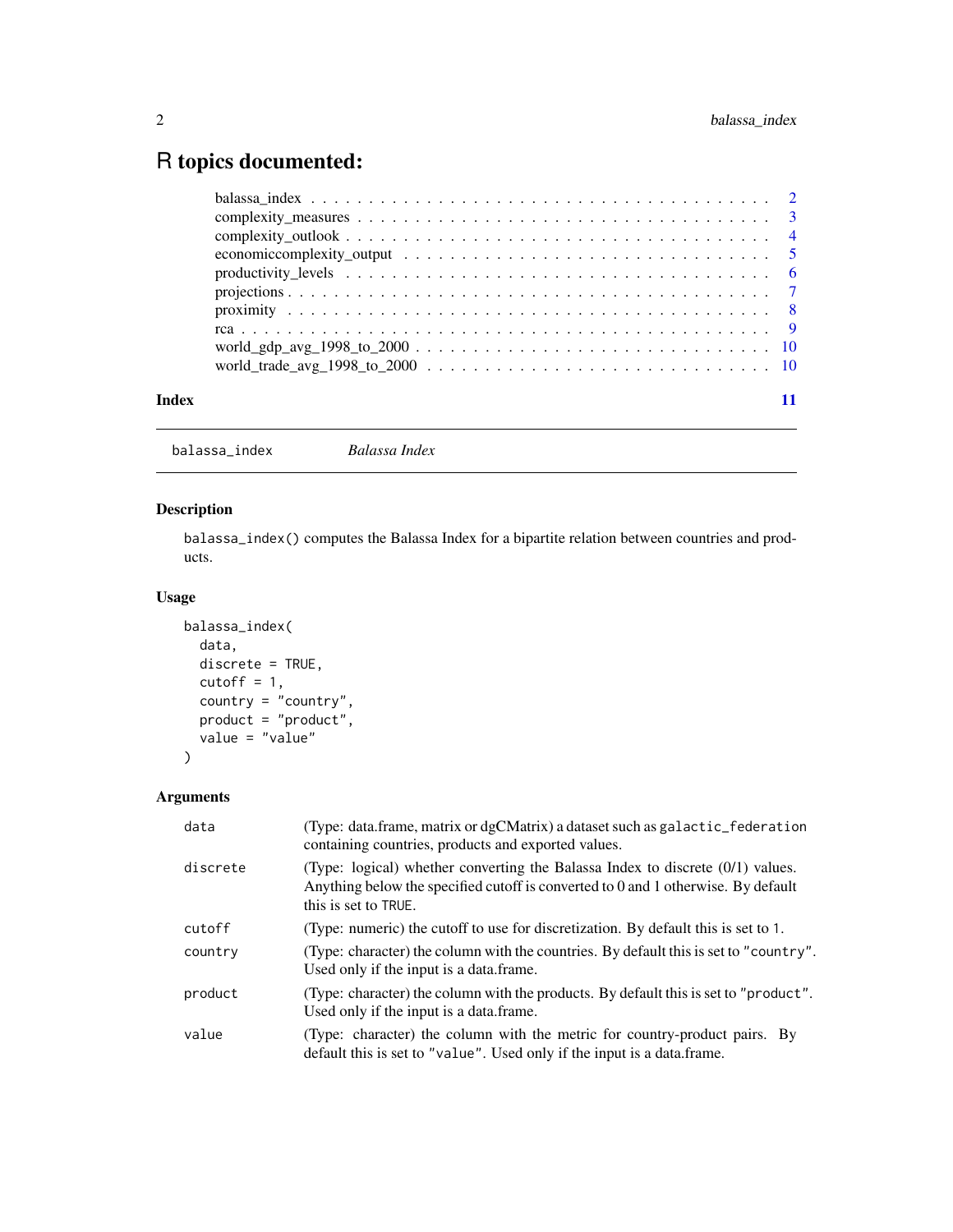# R topics documented:

balassa_index . . . . . . . . . . . . . . . . . . . . . . . . . . . . . . . . . . . . . . 2
complexity_measures . . . . . . . . . . . . . . . . . . . . . . . . . . . . . . . . . . 3
complexity_outlook . . . . . . . . . . . . . . . . . . . . . . . . . . . . . . . . . . . 4
economiccomplexity_output . . . . . . . . . . . . . . . . . . . . . . . . . . . . . . . 5
productivity_levels . . . . . . . . . . . . . . . . . . . . . . . . . . . . . . . . . . . 6
projections . . . . . . . . . . . . . . . . . . . . . . . . . . . . . . . . . . . . . . . 7
proximity . . . . . . . . . . . . . . . . . . . . . . . . . . . . . . . . . . . . . . . . 8
rca . . . . . . . . . . . . . . . . . . . . . . . . . . . . . . . . . . . . . . . . . . . 9
world_gdp_avg_1998_to_2000 . . . . . . . . . . . . . . . . . . . . . . . . . . . . . 10
world_trade_avg_1998_to_2000 . . . . . . . . . . . . . . . . . . . . . . . . . . . . 10

**Index** 11

---

`balassa_index` *Balassa Index*

---

### Description

`balassa_index()` computes the Balassa Index for a bipartite relation between countries and products.

### Usage

```
balassa_index(
  data,
  discrete = TRUE,
  cutoff = 1,
  country = "country",
  product = "product",
  value = "value"
)
```

### Arguments

| Argument | Description |
|---|---|
| `data` | (Type: data.frame, matrix or dgCMatrix) a dataset such as `galactic_federation` containing countries, products and exported values. |
| `discrete` | (Type: logical) whether converting the Balassa Index to discrete (0/1) values. Anything below the specified cutoff is converted to 0 and 1 otherwise. By default this is set to `TRUE`. |
| `cutoff` | (Type: numeric) the cutoff to use for discretization. By default this is set to 1. |
| `country` | (Type: character) the column with the countries. By default this is set to `"country"`. Used only if the input is a data.frame. |
| `product` | (Type: character) the column with the products. By default this is set to `"product"`. Used only if the input is a data.frame. |
| `value` | (Type: character) the column with the metric for country-product pairs. By default this is set to `"value"`. Used only if the input is a data.frame. |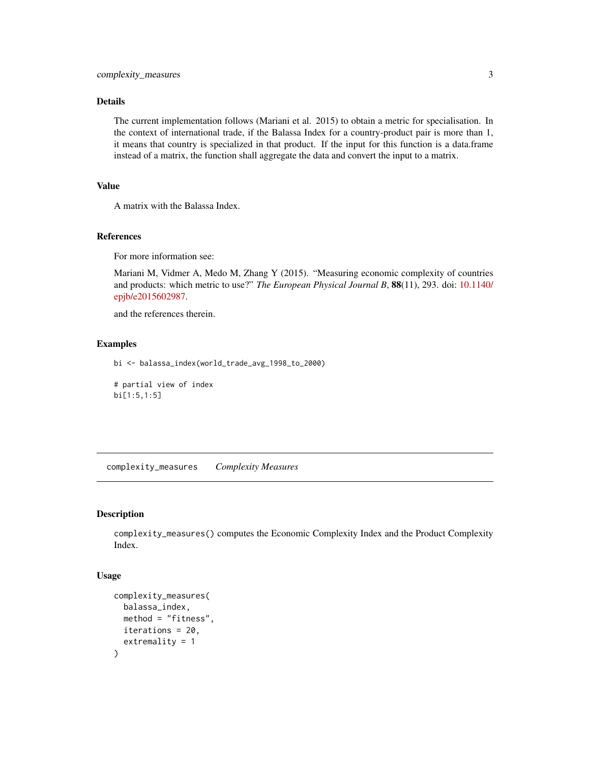### Details

The current implementation follows (Mariani et al. 2015) to obtain a metric for specialisation. In the context of international trade, if the Balassa Index for a country-product pair is more than 1, it means that country is specialized in that product. If the input for this function is a data.frame instead of a matrix, the function shall aggregate the data and convert the input to a matrix.

### Value

A matrix with the Balassa Index.

### References

For more information see:

Mariani M, Vidmer A, Medo M, Zhang Y (2015). "Measuring economic complexity of countries and products: which metric to use?" *The European Physical Journal B*, **88**(11), 293. doi: 10.1140/epjb/e2015602987.

and the references therein.

### Examples

```
bi <- balassa_index(world_trade_avg_1998_to_2000)

# partial view of index
bi[1:5,1:5]
```

---

## complexity_measures *Complexity Measures*

---

### Description

`complexity_measures()` computes the Economic Complexity Index and the Product Complexity Index.

### Usage

```
complexity_measures(
  balassa_index,
  method = "fitness",
  iterations = 20,
  extremality = 1
)
```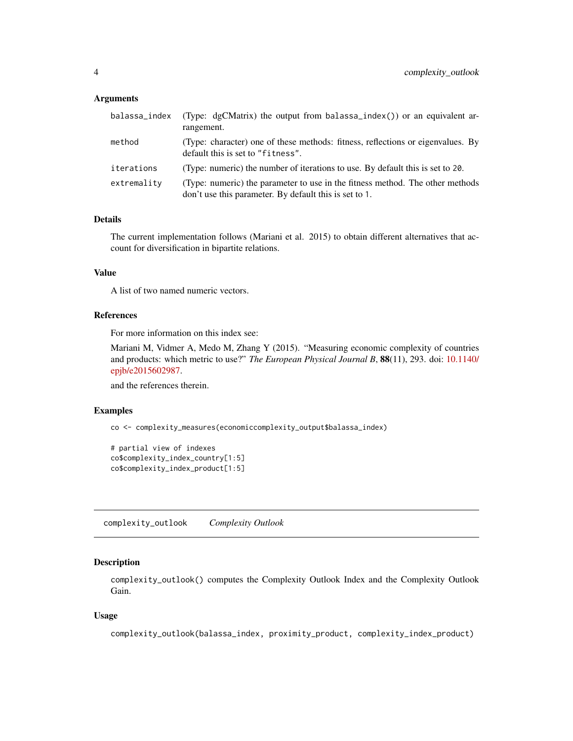### Arguments

| | |
|---|---|
| `balassa_index` | (Type: dgCMatrix) the output from `balassa_index()`) or an equivalent arrangement. |
| `method` | (Type: character) one of these methods: fitness, reflections or eigenvalues. By default this is set to `"fitness"`. |
| `iterations` | (Type: numeric) the number of iterations to use. By default this is set to `20`. |
| `extremality` | (Type: numeric) the parameter to use in the fitness method. The other methods don't use this parameter. By default this is set to `1`. |

### Details

The current implementation follows (Mariani et al. 2015) to obtain different alternatives that account for diversification in bipartite relations.

### Value

A list of two named numeric vectors.

### References

For more information on this index see:

Mariani M, Vidmer A, Medo M, Zhang Y (2015). "Measuring economic complexity of countries and products: which metric to use?" *The European Physical Journal B*, **88**(11), 293. doi: 10.1140/epjb/e2015602987.

and the references therein.

### Examples

```
co <- complexity_measures(economiccomplexity_output$balassa_index)

# partial view of indexes
co$complexity_index_country[1:5]
co$complexity_index_product[1:5]
```

---

## complexity_outlook    *Complexity Outlook*

### Description

`complexity_outlook()` computes the Complexity Outlook Index and the Complexity Outlook Gain.

### Usage

```
complexity_outlook(balassa_index, proximity_product, complexity_index_product)
```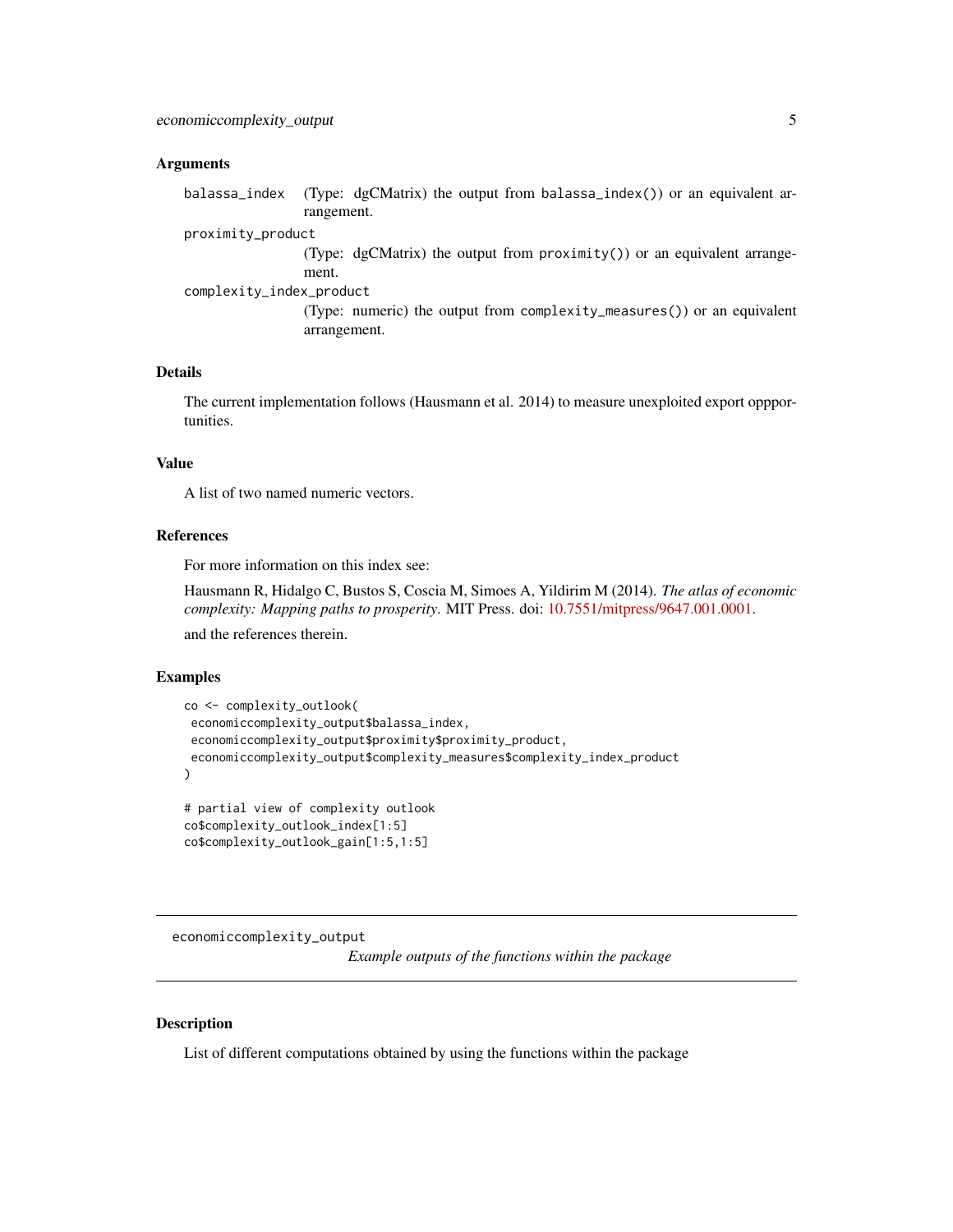### Arguments

- `balassa_index` (Type: dgCMatrix) the output from `balassa_index()`) or an equivalent arrangement.
- `proximity_product` (Type: dgCMatrix) the output from `proximity()`) or an equivalent arrangement.
- `complexity_index_product` (Type: numeric) the output from `complexity_measures()`) or an equivalent arrangement.

### Details

The current implementation follows (Hausmann et al. 2014) to measure unexploited export oppportunities.

### Value

A list of two named numeric vectors.

### References

For more information on this index see:

Hausmann R, Hidalgo C, Bustos S, Coscia M, Simoes A, Yildirim M (2014). *The atlas of economic complexity: Mapping paths to prosperity*. MIT Press. doi: 10.7551/mitpress/9647.001.0001.

and the references therein.

### Examples

```
co <- complexity_outlook(
 economiccomplexity_output$balassa_index,
 economiccomplexity_output$proximity$proximity_product,
 economiccomplexity_output$complexity_measures$complexity_index_product
)

# partial view of complexity outlook
co$complexity_outlook_index[1:5]
co$complexity_outlook_gain[1:5,1:5]
```

---

## economiccomplexity_output — *Example outputs of the functions within the package*

### Description

List of different computations obtained by using the functions within the package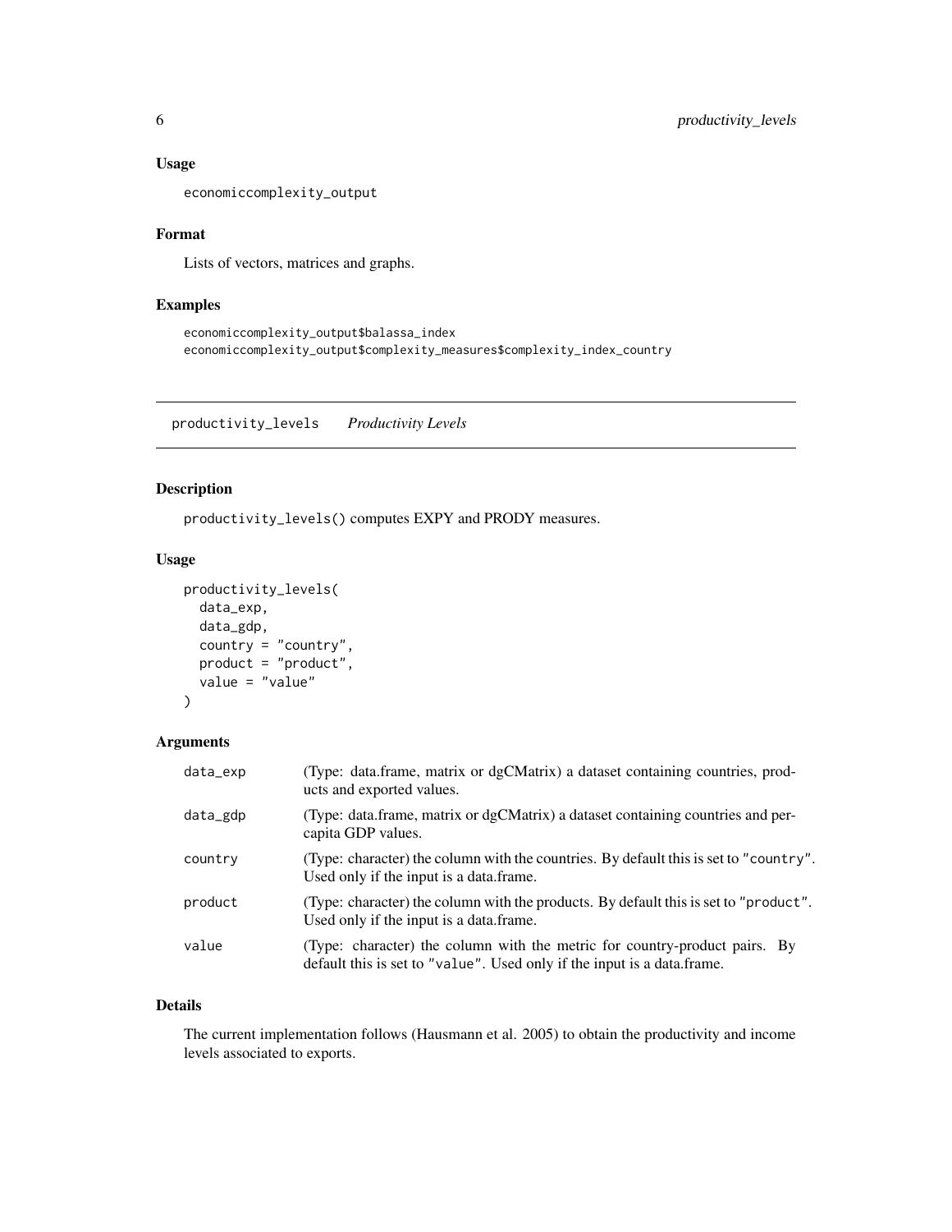### Usage

```
economiccomplexity_output
```

### Format

Lists of vectors, matrices and graphs.

### Examples

```
economiccomplexity_output$balassa_index
economiccomplexity_output$complexity_measures$complexity_index_country
```

---

## productivity_levels *Productivity Levels*

---

### Description

productivity_levels() computes EXPY and PRODY measures.

### Usage

```
productivity_levels(
  data_exp,
  data_gdp,
  country = "country",
  product = "product",
  value = "value"
)
```

### Arguments

| | |
|---|---|
| data_exp | (Type: data.frame, matrix or dgCMatrix) a dataset containing countries, products and exported values. |
| data_gdp | (Type: data.frame, matrix or dgCMatrix) a dataset containing countries and per-capita GDP values. |
| country | (Type: character) the column with the countries. By default this is set to "country". Used only if the input is a data.frame. |
| product | (Type: character) the column with the products. By default this is set to "product". Used only if the input is a data.frame. |
| value | (Type: character) the column with the metric for country-product pairs. By default this is set to "value". Used only if the input is a data.frame. |

### Details

The current implementation follows (Hausmann et al. 2005) to obtain the productivity and income levels associated to exports.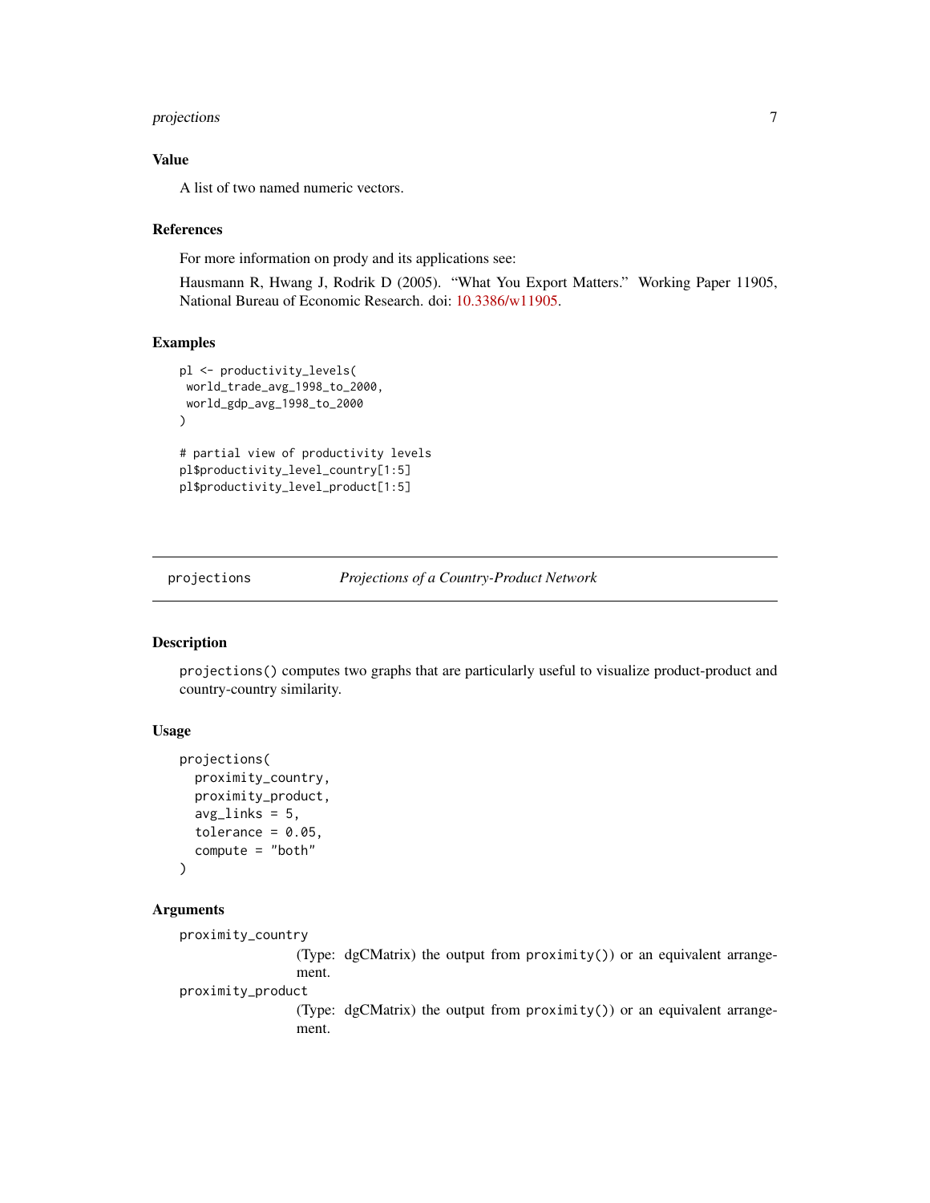### Value

A list of two named numeric vectors.

### References

For more information on prody and its applications see:

Hausmann R, Hwang J, Rodrik D (2005). "What You Export Matters." Working Paper 11905, National Bureau of Economic Research. doi: 10.3386/w11905.

### Examples

```
pl <- productivity_levels(
 world_trade_avg_1998_to_2000,
 world_gdp_avg_1998_to_2000
)

# partial view of productivity levels
pl$productivity_level_country[1:5]
pl$productivity_level_product[1:5]
```

---

## projections    *Projections of a Country-Product Network*

---

### Description

`projections()` computes two graphs that are particularly useful to visualize product-product and country-country similarity.

### Usage

```
projections(
  proximity_country,
  proximity_product,
  avg_links = 5,
  tolerance = 0.05,
  compute = "both"
)
```

### Arguments

`proximity_country`
: (Type: dgCMatrix) the output from `proximity()`) or an equivalent arrangement.

`proximity_product`
: (Type: dgCMatrix) the output from `proximity()`) or an equivalent arrangement.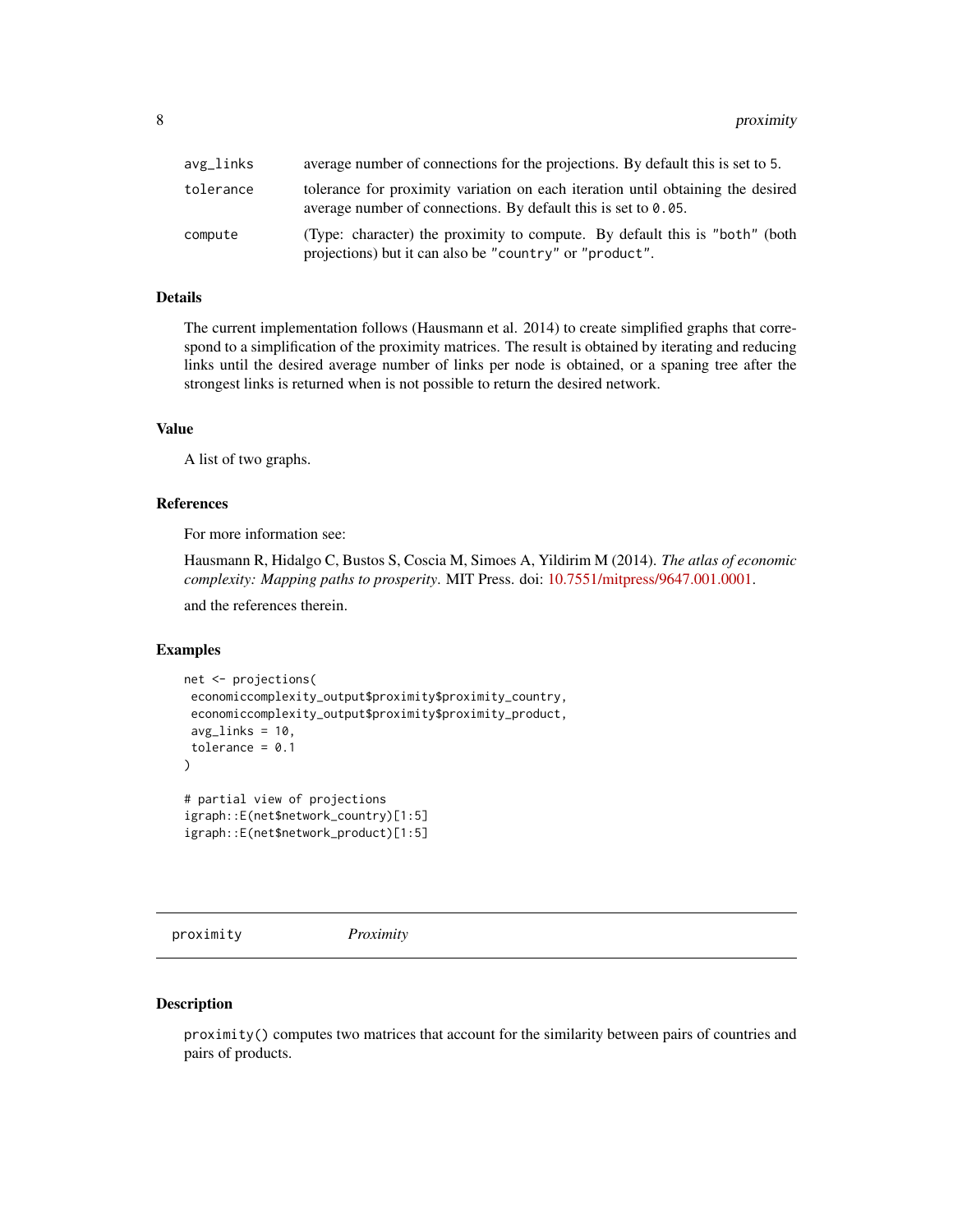| | |
|---|---|
| avg_links | average number of connections for the projections. By default this is set to 5. |
| tolerance | tolerance for proximity variation on each iteration until obtaining the desired average number of connections. By default this is set to 0.05. |
| compute | (Type: character) the proximity to compute. By default this is "both" (both projections) but it can also be "country" or "product". |

### Details

The current implementation follows (Hausmann et al. 2014) to create simplified graphs that correspond to a simplification of the proximity matrices. The result is obtained by iterating and reducing links until the desired average number of links per node is obtained, or a spaning tree after the strongest links is returned when is not possible to return the desired network.

### Value

A list of two graphs.

### References

For more information see:

Hausmann R, Hidalgo C, Bustos S, Coscia M, Simoes A, Yildirim M (2014). *The atlas of economic complexity: Mapping paths to prosperity*. MIT Press. doi: 10.7551/mitpress/9647.001.0001.

and the references therein.

### Examples

```
net <- projections(
 economiccomplexity_output$proximity$proximity_country,
 economiccomplexity_output$proximity$proximity_product,
 avg_links = 10,
 tolerance = 0.1
)

# partial view of projections
igraph::E(net$network_country)[1:5]
igraph::E(net$network_product)[1:5]
```

## proximity *Proximity*

### Description

proximity() computes two matrices that account for the similarity between pairs of countries and pairs of products.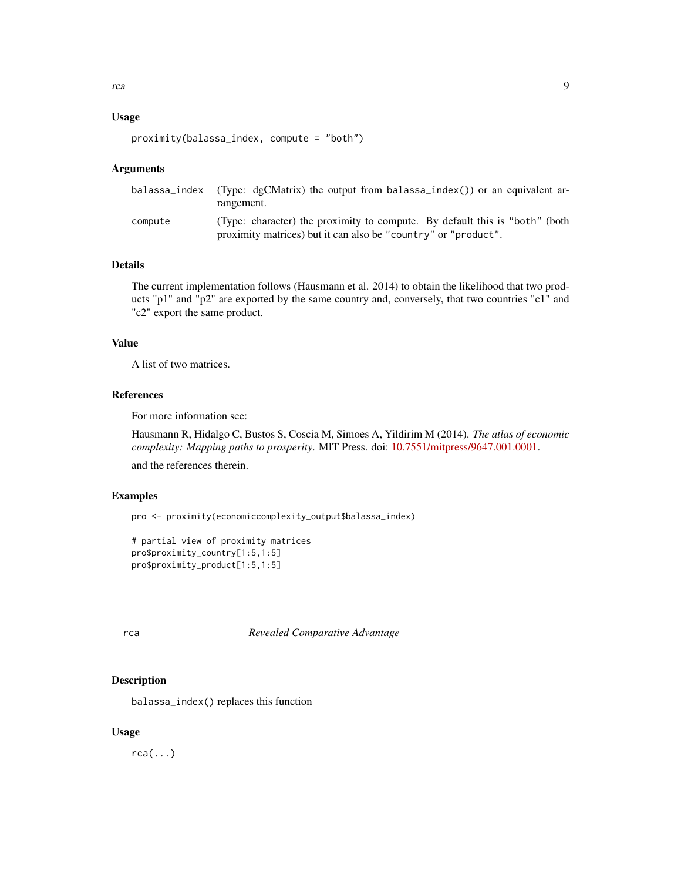### Usage

```
proximity(balassa_index, compute = "both")
```

### Arguments

| | |
|---|---|
| balassa_index | (Type: dgCMatrix) the output from balassa_index()) or an equivalent arrangement. |
| compute | (Type: character) the proximity to compute. By default this is "both" (both proximity matrices) but it can also be "country" or "product". |

### Details

The current implementation follows (Hausmann et al. 2014) to obtain the likelihood that two products "p1" and "p2" are exported by the same country and, conversely, that two countries "c1" and "c2" export the same product.

### Value

A list of two matrices.

### References

For more information see:

Hausmann R, Hidalgo C, Bustos S, Coscia M, Simoes A, Yildirim M (2014). *The atlas of economic complexity: Mapping paths to prosperity*. MIT Press. doi: 10.7551/mitpress/9647.001.0001.

and the references therein.

### Examples

```
pro <- proximity(economiccomplexity_output$balassa_index)

# partial view of proximity matrices
pro$proximity_country[1:5,1:5]
pro$proximity_product[1:5,1:5]
```

---

## rca — *Revealed Comparative Advantage*

---

### Description

balassa_index() replaces this function

### Usage

```
rca(...)
```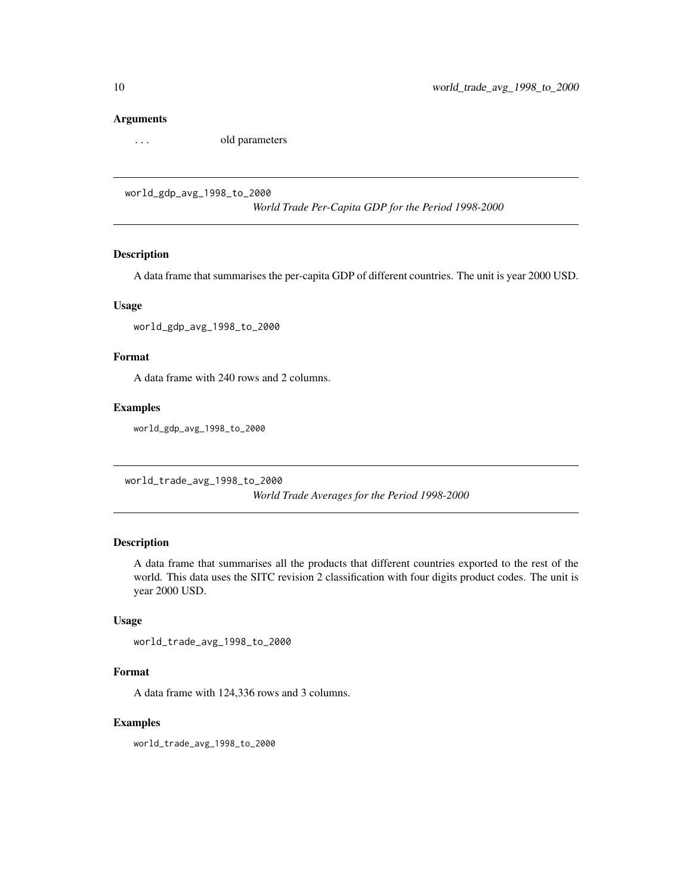### Arguments

... old parameters

---

## world_gdp_avg_1998_to_2000

*World Trade Per-Capita GDP for the Period 1998-2000*

### Description

A data frame that summarises the per-capita GDP of different countries. The unit is year 2000 USD.

### Usage

```
world_gdp_avg_1998_to_2000
```

### Format

A data frame with 240 rows and 2 columns.

### Examples

```
world_gdp_avg_1998_to_2000
```

---

## world_trade_avg_1998_to_2000

*World Trade Averages for the Period 1998-2000*

### Description

A data frame that summarises all the products that different countries exported to the rest of the world. This data uses the SITC revision 2 classification with four digits product codes. The unit is year 2000 USD.

### Usage

```
world_trade_avg_1998_to_2000
```

### Format

A data frame with 124,336 rows and 3 columns.

### Examples

```
world_trade_avg_1998_to_2000
```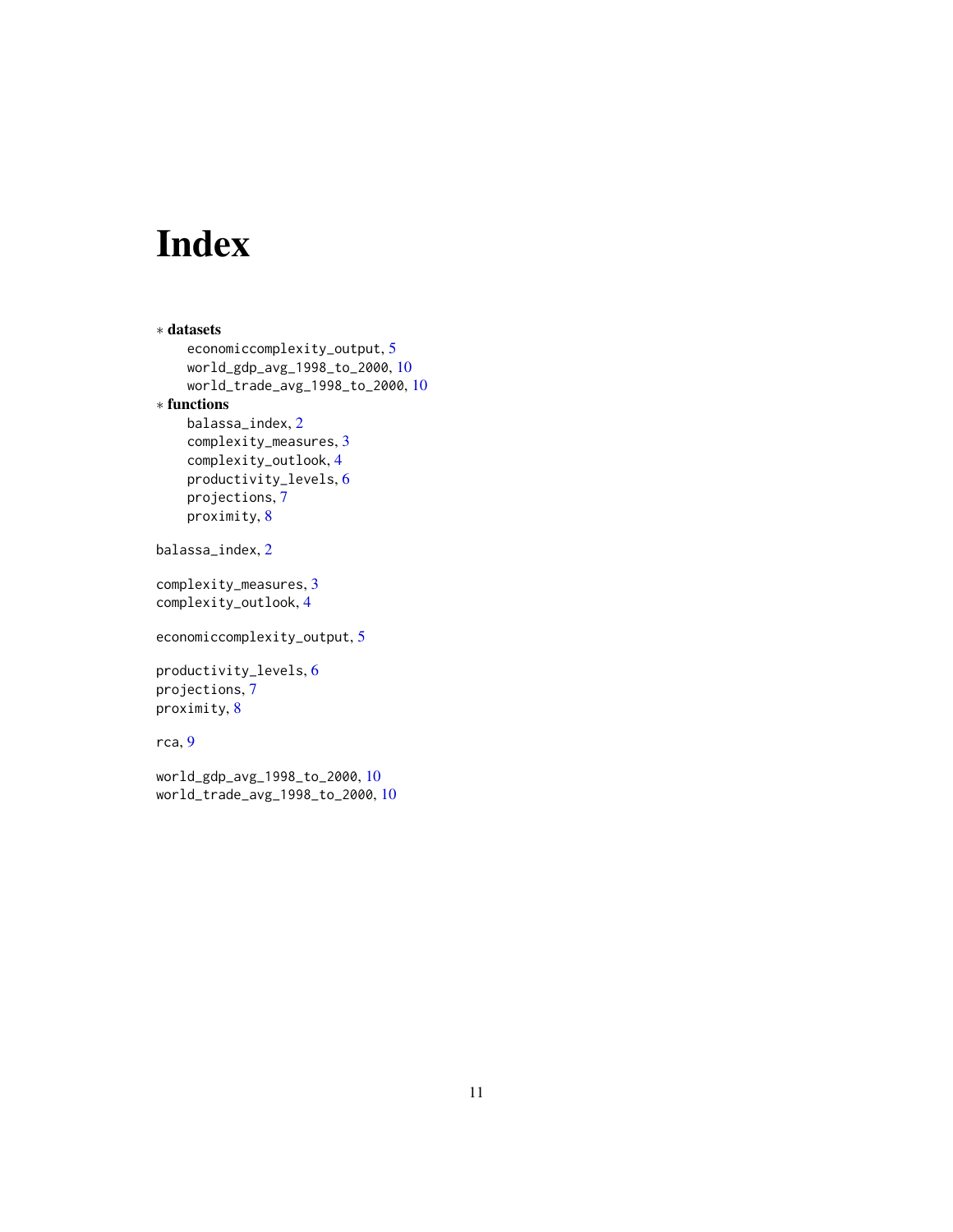# Index

∗ **datasets**
    economiccomplexity_output, 5
    world_gdp_avg_1998_to_2000, 10
    world_trade_avg_1998_to_2000, 10

∗ **functions**
    balassa_index, 2
    complexity_measures, 3
    complexity_outlook, 4
    productivity_levels, 6
    projections, 7
    proximity, 8

balassa_index, 2

complexity_measures, 3
complexity_outlook, 4

economiccomplexity_output, 5

productivity_levels, 6
projections, 7
proximity, 8

rca, 9

world_gdp_avg_1998_to_2000, 10
world_trade_avg_1998_to_2000, 10